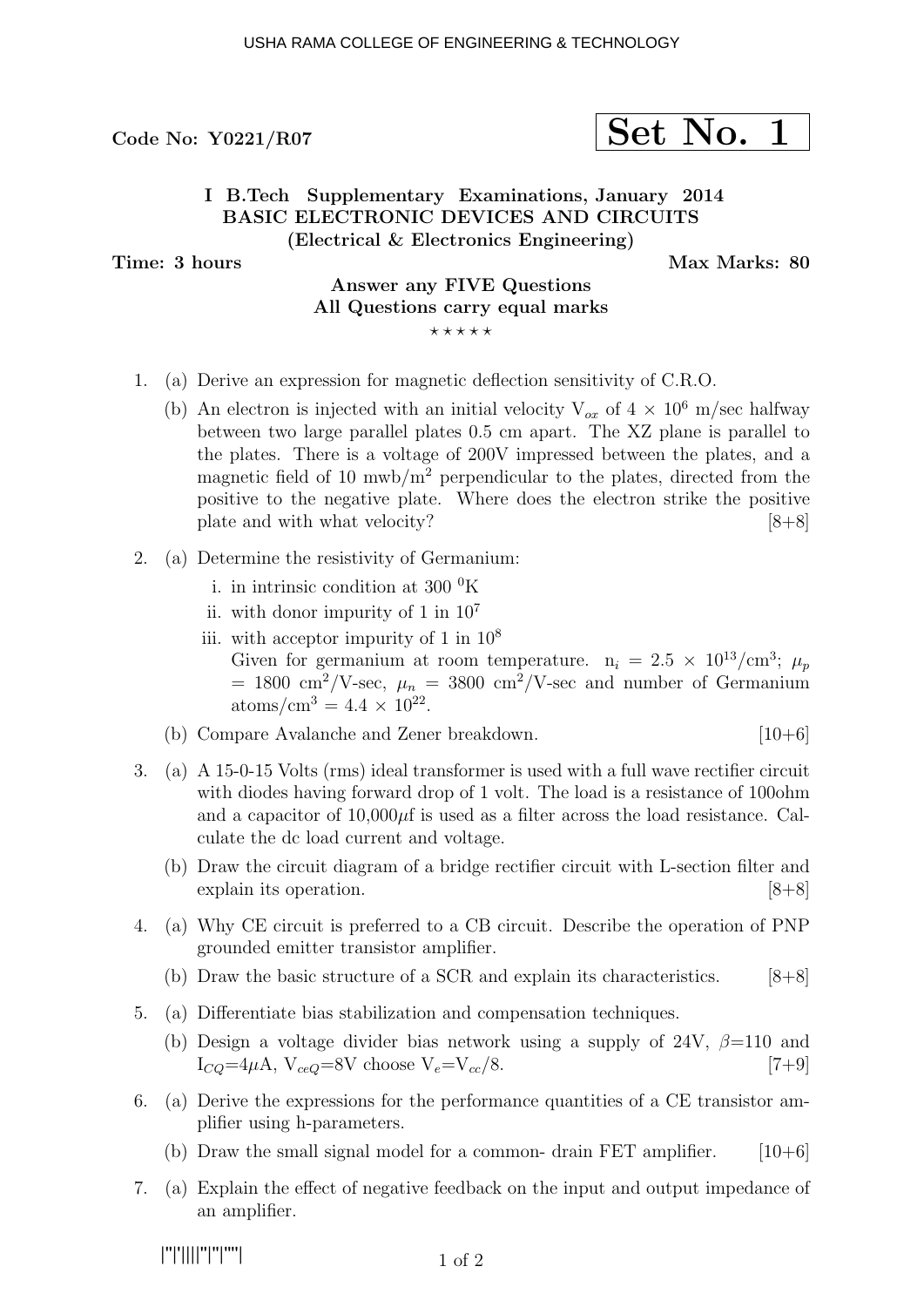Code No: Y0221/R07

**Set No. 1**

**I B.Tech Supplementary Examinations, January 2014**
**BASIC ELECTRONIC DEVICES AND CIRCUITS**
**(Electrical & Electronics Engineering)**

**Time: 3 hours** **Max Marks: 80**

**Answer any FIVE Questions**
**All Questions carry equal marks**

⋆ ⋆ ⋆ ⋆ ⋆

1. (a) Derive an expression for magnetic deflection sensitivity of C.R.O.

   (b) An electron is injected with an initial velocity $V_{ox}$ of $4 \times 10^6$ m/sec halfway between two large parallel plates 0.5 cm apart. The XZ plane is parallel to the plates. There is a voltage of 200V impressed between the plates, and a magnetic field of 10 mwb/m$^2$ perpendicular to the plates, directed from the positive to the negative plate. Where does the electron strike the positive plate and with what velocity? [8+8]

2. (a) Determine the resistivity of Germanium:

   i. in intrinsic condition at 300 $^0$K
   ii. with donor impurity of 1 in $10^7$
   iii. with acceptor impurity of 1 in $10^8$
   Given for germanium at room temperature. $n_i = 2.5 \times 10^{13}$/cm$^3$; $\mu_p$ = 1800 cm$^2$/V-sec, $\mu_n$ = 3800 cm$^2$/V-sec and number of Germanium atoms/cm$^3$ = $4.4 \times 10^{22}$.

   (b) Compare Avalanche and Zener breakdown. [10+6]

3. (a) A 15-0-15 Volts (rms) ideal transformer is used with a full wave rectifier circuit with diodes having forward drop of 1 volt. The load is a resistance of 100ohm and a capacitor of 10,000$\mu$f is used as a filter across the load resistance. Calculate the dc load current and voltage.

   (b) Draw the circuit diagram of a bridge rectifier circuit with L-section filter and explain its operation. [8+8]

4. (a) Why CE circuit is preferred to a CB circuit. Describe the operation of PNP grounded emitter transistor amplifier.

   (b) Draw the basic structure of a SCR and explain its characteristics. [8+8]

5. (a) Differentiate bias stabilization and compensation techniques.

   (b) Design a voltage divider bias network using a supply of 24V, $\beta$=110 and $I_{CQ}$=4$\mu$A, $V_{ceQ}$=8V choose $V_e$=$V_{cc}$/8. [7+9]

6. (a) Derive the expressions for the performance quantities of a CE transistor amplifier using h-parameters.

   (b) Draw the small signal model for a common- drain FET amplifier. [10+6]

7. (a) Explain the effect of negative feedback on the input and output impedance of an amplifier.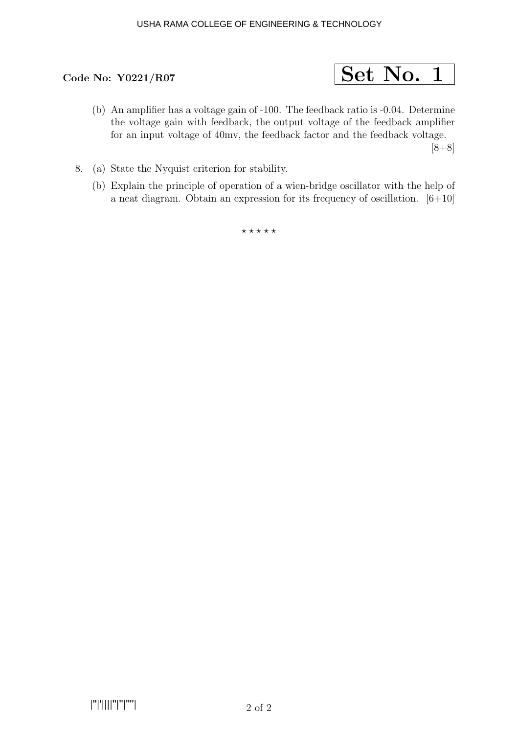(b) An amplifier has a voltage gain of -100. The feedback ratio is -0.04. Determine the voltage gain with feedback, the output voltage of the feedback amplifier for an input voltage of 40mv, the feedback factor and the feedback voltage. [8+8]

8. (a) State the Nyquist criterion for stability.

   (b) Explain the principle of operation of a wien-bridge oscillator with the help of a neat diagram. Obtain an expression for its frequency of oscillation. [6+10]

⋆ ⋆ ⋆ ⋆ ⋆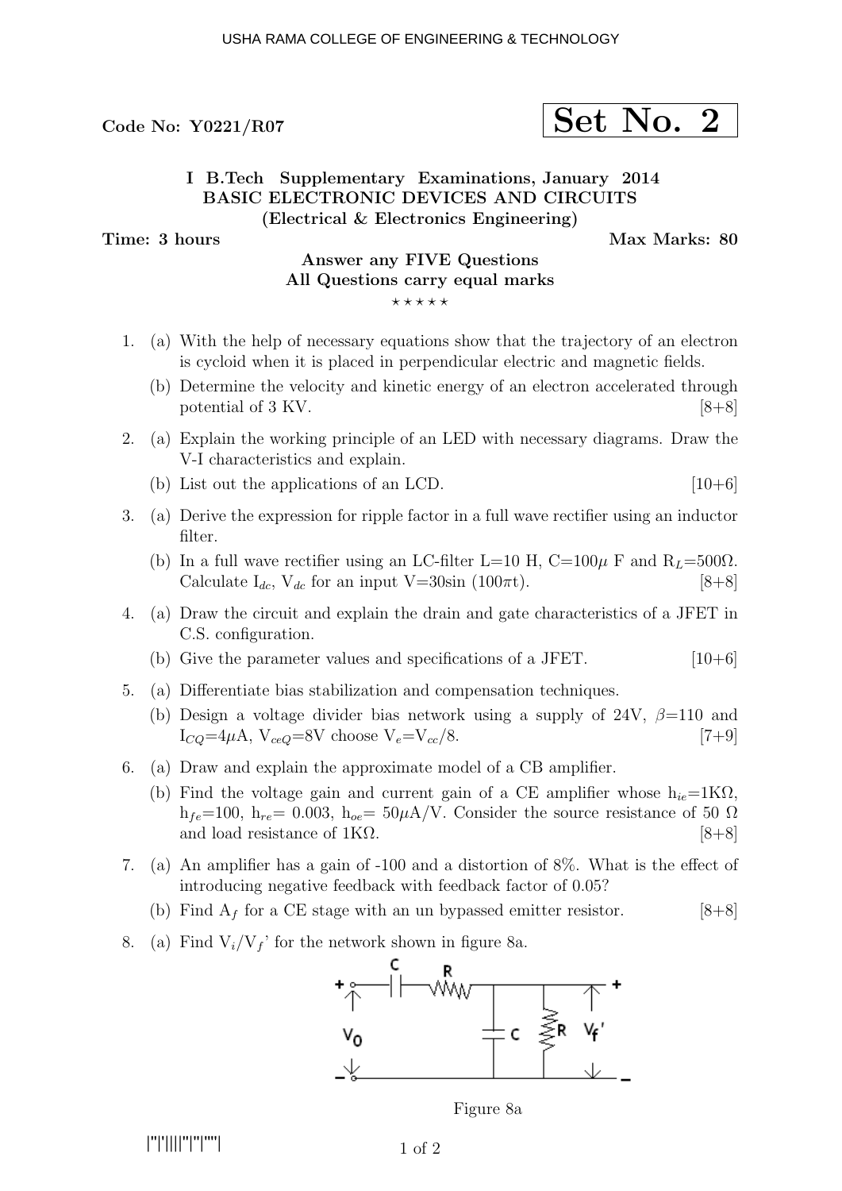Code No: Y0221/R07

**Set No. 2**

**I B.Tech Supplementary Examinations, January 2014**
**BASIC ELECTRONIC DEVICES AND CIRCUITS**
**(Electrical & Electronics Engineering)**

**Time: 3 hours** **Max Marks: 80**

**Answer any FIVE Questions**
**All Questions carry equal marks**

⋆ ⋆ ⋆ ⋆ ⋆

1. (a) With the help of necessary equations show that the trajectory of an electron is cycloid when it is placed in perpendicular electric and magnetic fields.
   (b) Determine the velocity and kinetic energy of an electron accelerated through potential of 3 KV. [8+8]

2. (a) Explain the working principle of an LED with necessary diagrams. Draw the V-I characteristics and explain.
   (b) List out the applications of an LCD. [10+6]

3. (a) Derive the expression for ripple factor in a full wave rectifier using an inductor filter.
   (b) In a full wave rectifier using an LC-filter L=10 H, C=100$\mu$ F and $R_L$=500Ω. Calculate $I_{dc}$, $V_{dc}$ for an input V=30sin (100$\pi$t). [8+8]

4. (a) Draw the circuit and explain the drain and gate characteristics of a JFET in C.S. configuration.
   (b) Give the parameter values and specifications of a JFET. [10+6]

5. (a) Differentiate bias stabilization and compensation techniques.
   (b) Design a voltage divider bias network using a supply of 24V, $\beta$=110 and $I_{CQ}$=4$\mu$A, $V_{ceQ}$=8V choose $V_e$=$V_{cc}$/8. [7+9]

6. (a) Draw and explain the approximate model of a CB amplifier.
   (b) Find the voltage gain and current gain of a CE amplifier whose $h_{ie}$=1KΩ, $h_{fe}$=100, $h_{re}$= 0.003, $h_{oe}$= 50$\mu$A/V. Consider the source resistance of 50 Ω and load resistance of 1KΩ. [8+8]

7. (a) An amplifier has a gain of -100 and a distortion of 8%. What is the effect of introducing negative feedback with feedback factor of 0.05?
   (b) Find $A_f$ for a CE stage with an un bypassed emitter resistor. [8+8]

8. (a) Find $V_i$/$V_f$' for the network shown in figure 8a.

Figure 8a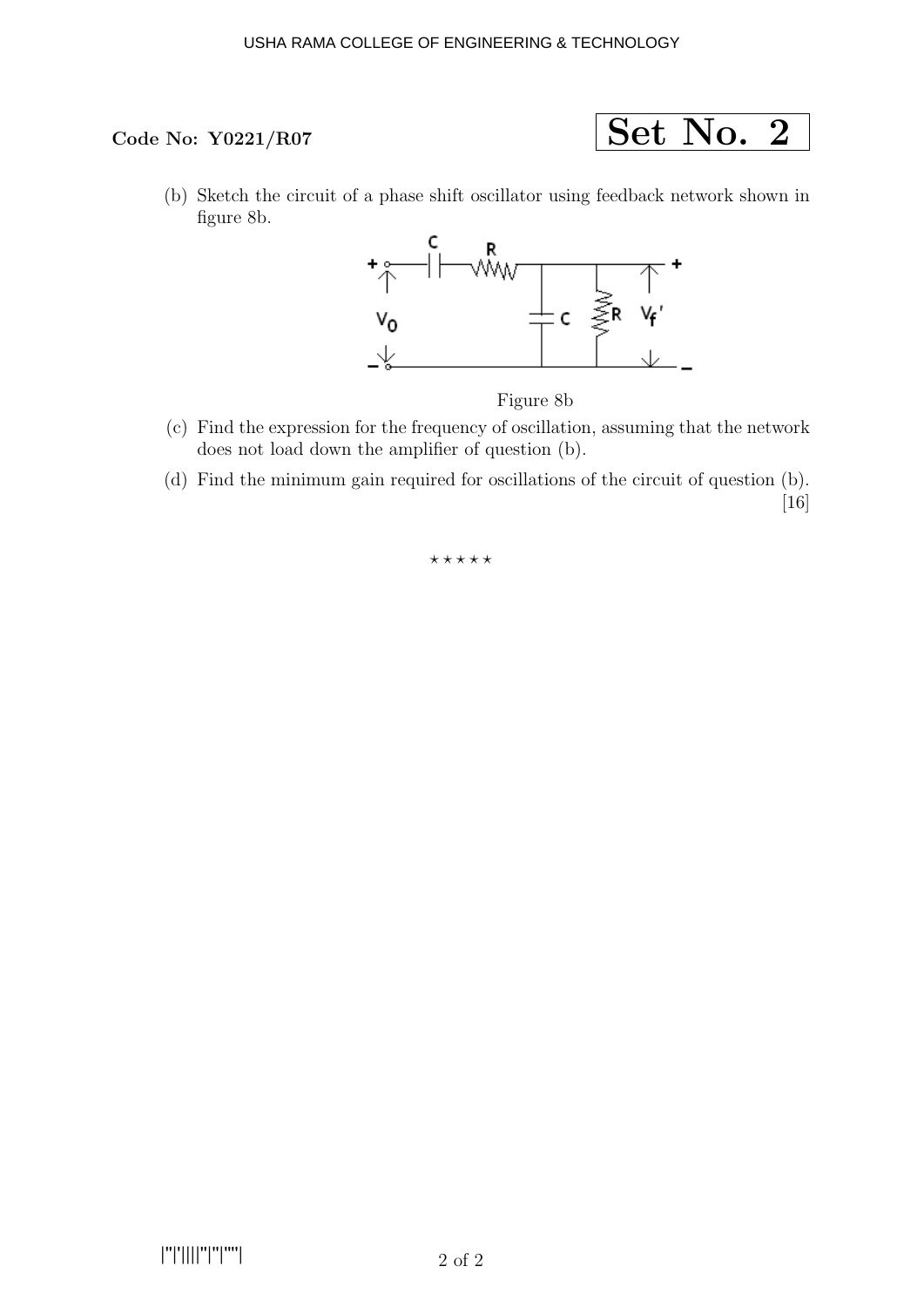**Code No: Y0221/R07**

**Set No. 2**

(b) Sketch the circuit of a phase shift oscillator using feedback network shown in figure 8b.

Figure 8b

(c) Find the expression for the frequency of oscillation, assuming that the network does not load down the amplifier of question (b).

(d) Find the minimum gain required for oscillations of the circuit of question (b). [16]

⋆ ⋆ ⋆ ⋆ ⋆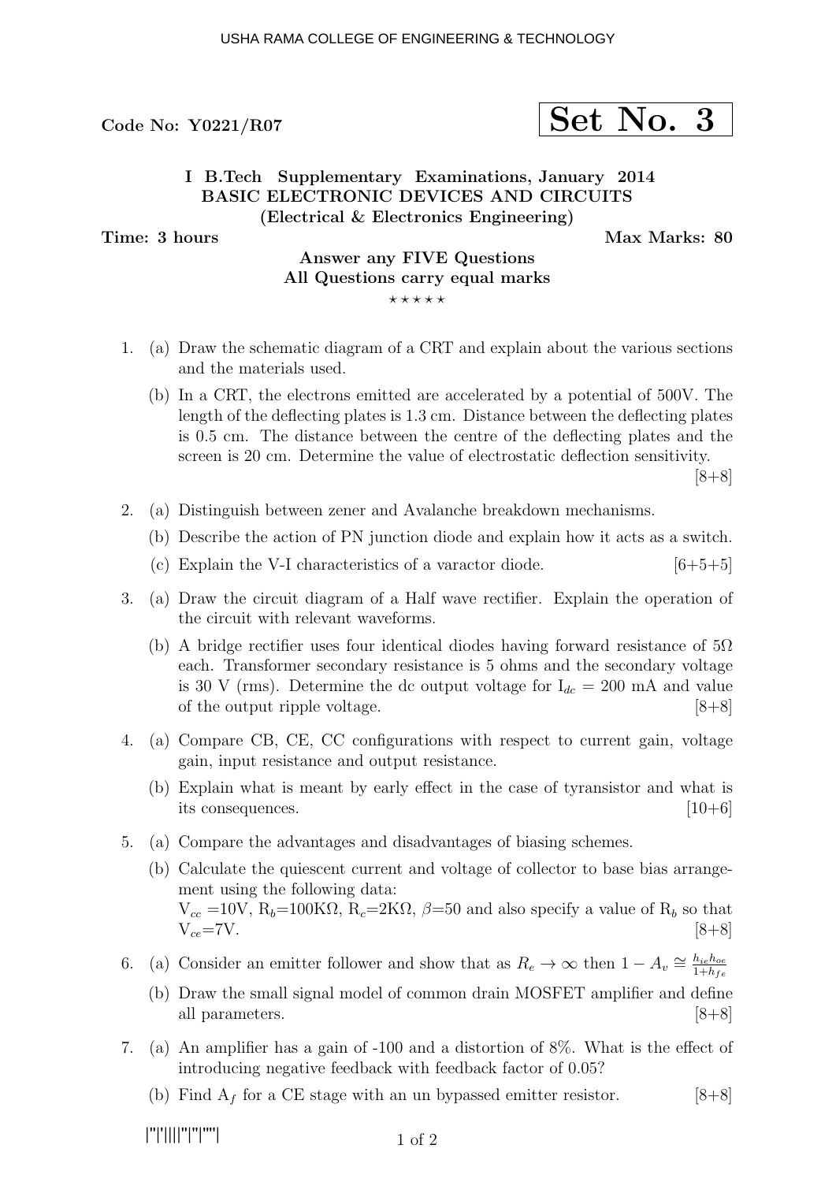USHA RAMA COLLEGE OF ENGINEERING & TECHNOLOGY

**Code No: Y0221/R07** **Set No. 3**

**I B.Tech Supplementary Examinations, January 2014**
**BASIC ELECTRONIC DEVICES AND CIRCUITS**
**(Electrical & Electronics Engineering)**

**Time: 3 hours** **Max Marks: 80**

**Answer any FIVE Questions**
**All Questions carry equal marks**

⋆ ⋆ ⋆ ⋆ ⋆

1. (a) Draw the schematic diagram of a CRT and explain about the various sections and the materials used.

   (b) In a CRT, the electrons emitted are accelerated by a potential of 500V. The length of the deflecting plates is 1.3 cm. Distance between the deflecting plates is 0.5 cm. The distance between the centre of the deflecting plates and the screen is 20 cm. Determine the value of electrostatic deflection sensitivity. [8+8]

2. (a) Distinguish between zener and Avalanche breakdown mechanisms.

   (b) Describe the action of PN junction diode and explain how it acts as a switch.

   (c) Explain the V-I characteristics of a varactor diode. [6+5+5]

3. (a) Draw the circuit diagram of a Half wave rectifier. Explain the operation of the circuit with relevant waveforms.

   (b) A bridge rectifier uses four identical diodes having forward resistance of 5Ω each. Transformer secondary resistance is 5 ohms and the secondary voltage is 30 V (rms). Determine the dc output voltage for $I_{dc}$ = 200 mA and value of the output ripple voltage. [8+8]

4. (a) Compare CB, CE, CC configurations with respect to current gain, voltage gain, input resistance and output resistance.

   (b) Explain what is meant by early effect in the case of tyransistor and what is its consequences. [10+6]

5. (a) Compare the advantages and disadvantages of biasing schemes.

   (b) Calculate the quiescent current and voltage of collector to base bias arrangement using the following data:
   $V_{cc}$ =10V, $R_b$=100KΩ, $R_c$=2KΩ, $\beta$=50 and also specify a value of $R_b$ so that $V_{ce}$=7V. [8+8]

6. (a) Consider an emitter follower and show that as $R_e \rightarrow \infty$ then $1 - A_v \cong \frac{h_{ie}h_{oe}}{1+h_{fe}}$

   (b) Draw the small signal model of common drain MOSFET amplifier and define all parameters. [8+8]

7. (a) An amplifier has a gain of -100 and a distortion of 8%. What is the effect of introducing negative feedback with feedback factor of 0.05?

   (b) Find $A_f$ for a CE stage with an un bypassed emitter resistor. [8+8]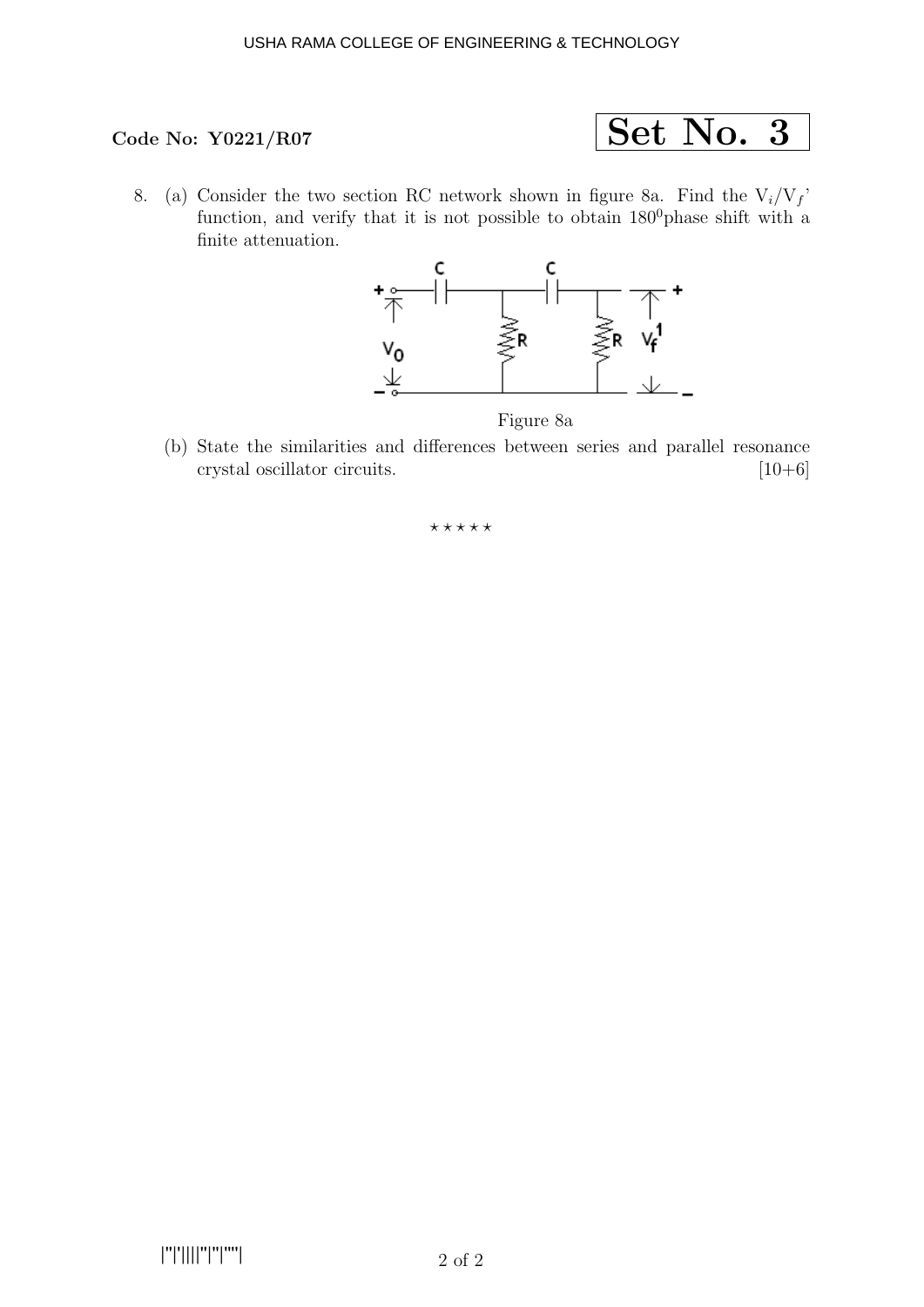**Code No: Y0221/R07**

**Set No. 3**

8. (a) Consider the two section RC network shown in figure 8a. Find the $V_i/V_f$' function, and verify that it is not possible to obtain $180^0$phase shift with a finite attenuation.

Figure 8a

(b) State the similarities and differences between series and parallel resonance crystal oscillator circuits. [10+6]

⋆ ⋆ ⋆ ⋆ ⋆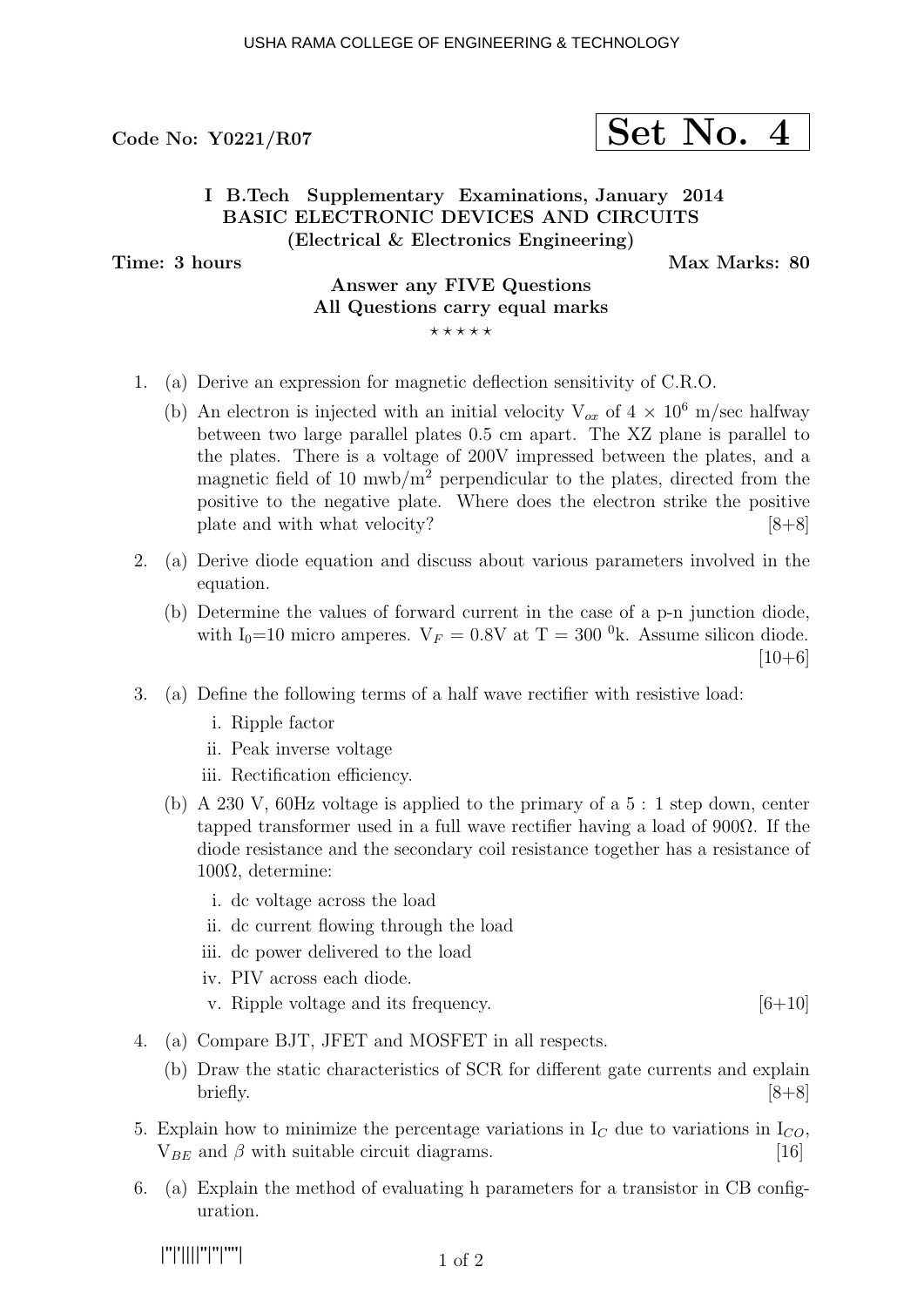Code No: Y0221/R07

**Set No. 4**

**I B.Tech Supplementary Examinations, January 2014**
**BASIC ELECTRONIC DEVICES AND CIRCUITS**
**(Electrical & Electronics Engineering)**

**Time: 3 hours** **Max Marks: 80**

**Answer any FIVE Questions**
**All Questions carry equal marks**

⋆ ⋆ ⋆ ⋆ ⋆

1. (a) Derive an expression for magnetic deflection sensitivity of C.R.O.

   (b) An electron is injected with an initial velocity $V_{ox}$ of $4 \times 10^6$ m/sec halfway between two large parallel plates 0.5 cm apart. The XZ plane is parallel to the plates. There is a voltage of 200V impressed between the plates, and a magnetic field of 10 mwb/$m^2$ perpendicular to the plates, directed from the positive to the negative plate. Where does the electron strike the positive plate and with what velocity? [8+8]

2. (a) Derive diode equation and discuss about various parameters involved in the equation.

   (b) Determine the values of forward current in the case of a p-n junction diode, with $I_0$=10 micro amperes. $V_F$ = 0.8V at T = 300 $^0$k. Assume silicon diode. [10+6]

3. (a) Define the following terms of a half wave rectifier with resistive load:

      i. Ripple factor
      ii. Peak inverse voltage
      iii. Rectification efficiency.

   (b) A 230 V, 60Hz voltage is applied to the primary of a 5 : 1 step down, center tapped transformer used in a full wave rectifier having a load of 900Ω. If the diode resistance and the secondary coil resistance together has a resistance of 100Ω, determine:

      i. dc voltage across the load
      ii. dc current flowing through the load
      iii. dc power delivered to the load
      iv. PIV across each diode.
      v. Ripple voltage and its frequency. [6+10]

4. (a) Compare BJT, JFET and MOSFET in all respects.

   (b) Draw the static characteristics of SCR for different gate currents and explain briefly. [8+8]

5. Explain how to minimize the percentage variations in $I_C$ due to variations in $I_{CO}$, $V_{BE}$ and $\beta$ with suitable circuit diagrams. [16]

6. (a) Explain the method of evaluating h parameters for a transistor in CB configuration.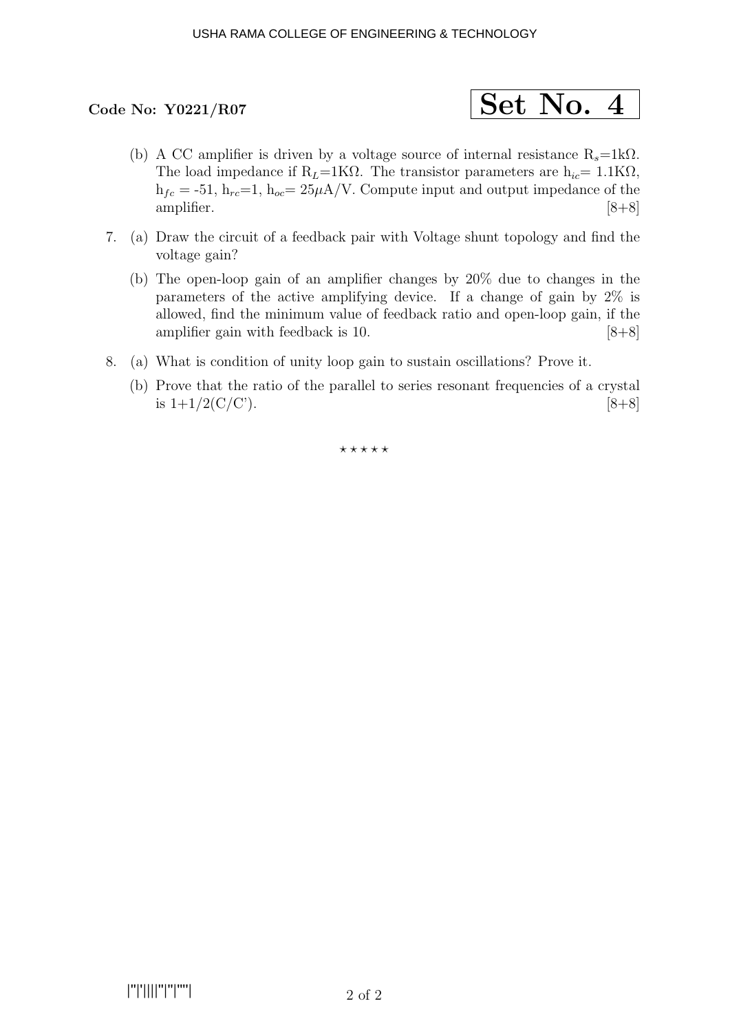**Code No: Y0221/R07**

**Set No. 4**

(b) A CC amplifier is driven by a voltage source of internal resistance $R_s$=1k$\Omega$. The load impedance if $R_L$=1K$\Omega$. The transistor parameters are $h_{ic}$= 1.1K$\Omega$, $h_{fc}$ = -51, $h_{rc}$=1, $h_{oc}$= 25$\mu$A/V. Compute input and output impedance of the amplifier. [8+8]

7. (a) Draw the circuit of a feedback pair with Voltage shunt topology and find the voltage gain?

   (b) The open-loop gain of an amplifier changes by 20% due to changes in the parameters of the active amplifying device. If a change of gain by 2% is allowed, find the minimum value of feedback ratio and open-loop gain, if the amplifier gain with feedback is 10. [8+8]

8. (a) What is condition of unity loop gain to sustain oscillations? Prove it.

   (b) Prove that the ratio of the parallel to series resonant frequencies of a crystal is 1+1/2(C/C'). [8+8]

⋆ ⋆ ⋆ ⋆ ⋆